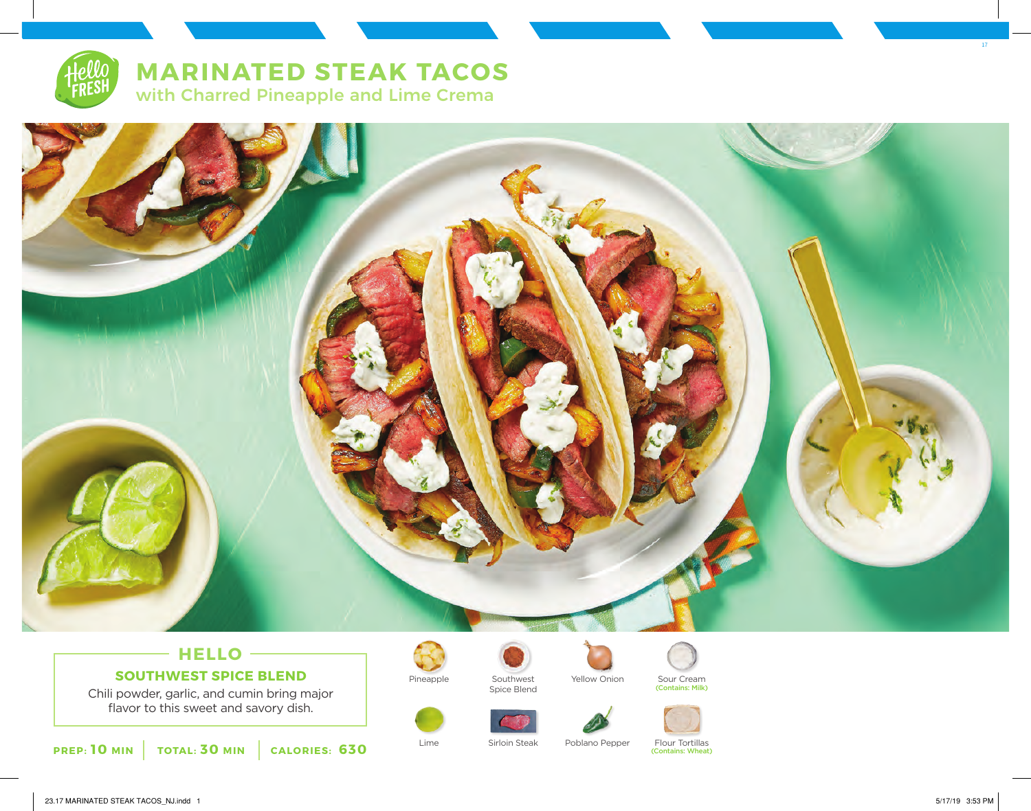# MARINATED STEAK TACOS

## with Charred Pineapple and Lime Crema

## HELLO

### SOUTHWEST SPICE BLEND

Chili powder, garlic, and cumin bring major flavor to this sweet and savory dish.

**PREP: 10 MIN** | **TOTAL: 30 MIN** | **CALORIES: 630**

- Pineapple
- Southwest Spice Blend
- Yellow Onion
- Sour Cream (Contains: Milk)
- Lime
- Sirloin Steak
- Poblano Pepper
- Flour Tortillas (Contains: Wheat)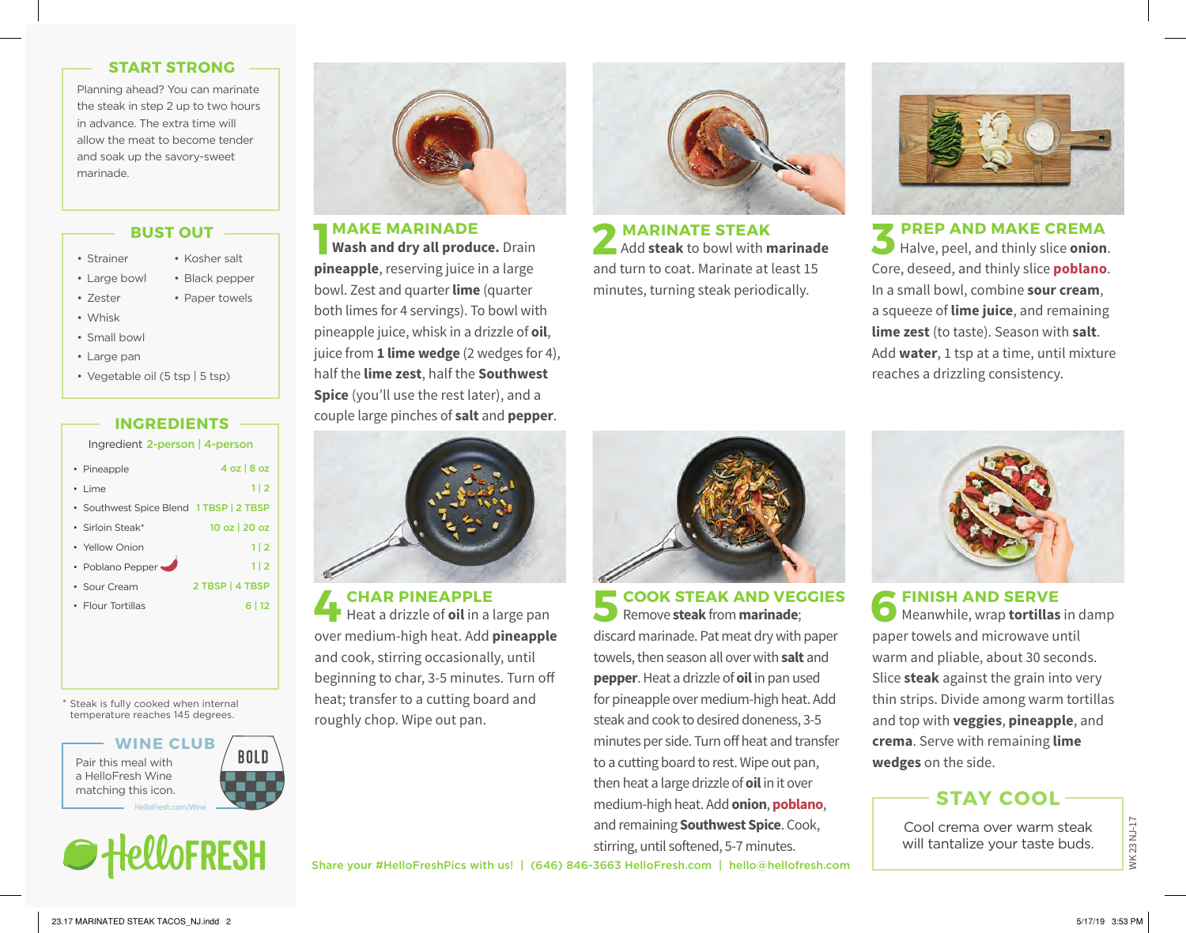## START STRONG

Planning ahead? You can marinate the steak in step 2 up to two hours in advance. The extra time will allow the meat to become tender and soak up the savory-sweet marinade.

## BUST OUT

- Strainer
- Large bowl
- Zester
- Whisk
- Small bowl
- Large pan
- Vegetable oil (5 tsp | 5 tsp)
- Kosher salt
- Black pepper
- Paper towels

## INGREDIENTS

| Ingredient | 2-person \| 4-person |
|---|---|
| Pineapple | 4 oz \| 8 oz |
| Lime | 1 \| 2 |
| Southwest Spice Blend | 1 TBSP \| 2 TBSP |
| Sirloin Steak* | 10 oz \| 20 oz |
| Yellow Onion | 1 \| 2 |
| Poblano Pepper | 1 \| 2 |
| Sour Cream | 2 TBSP \| 4 TBSP |
| Flour Tortillas | 6 \| 12 |

\* Steak is fully cooked when internal temperature reaches 145 degrees.

## WINE CLUB

Pair this meal with a HelloFresh Wine matching this icon.

BOLD

HelloFresh.com/Wine

HelloFRESH

## 1 MAKE MARINADE

**Wash and dry all produce.** Drain **pineapple**, reserving juice in a large bowl. Zest and quarter **lime** (quarter both limes for 4 servings). To bowl with pineapple juice, whisk in a drizzle of **oil**, juice from **1 lime wedge** (2 wedges for 4), half the **lime zest**, half the **Southwest Spice** (you'll use the rest later), and a couple large pinches of **salt** and **pepper**.

## 2 MARINATE STEAK

Add **steak** to bowl with **marinade** and turn to coat. Marinate at least 15 minutes, turning steak periodically.

## 3 PREP AND MAKE CREMA

Halve, peel, and thinly slice **onion**. Core, deseed, and thinly slice **poblano**. In a small bowl, combine **sour cream**, a squeeze of **lime juice**, and remaining **lime zest** (to taste). Season with **salt**. Add **water**, 1 tsp at a time, until mixture reaches a drizzling consistency.

## 4 CHAR PINEAPPLE

Heat a drizzle of **oil** in a large pan over medium-high heat. Add **pineapple** and cook, stirring occasionally, until beginning to char, 3-5 minutes. Turn off heat; transfer to a cutting board and roughly chop. Wipe out pan.

## 5 COOK STEAK AND VEGGIES

Remove **steak** from **marinade**; discard marinade. Pat meat dry with paper towels, then season all over with **salt** and **pepper**. Heat a drizzle of **oil** in pan used for pineapple over medium-high heat. Add steak and cook to desired doneness, 3-5 minutes per side. Turn off heat and transfer to a cutting board to rest. Wipe out pan, then heat a large drizzle of **oil** in it over medium-high heat. Add **onion**, **poblano**, and remaining **Southwest Spice**. Cook, stirring, until softened, 5-7 minutes.

## 6 FINISH AND SERVE

Meanwhile, wrap **tortillas** in damp paper towels and microwave until warm and pliable, about 30 seconds. Slice **steak** against the grain into very thin strips. Divide among warm tortillas and top with **veggies**, **pineapple**, and **crema**. Serve with remaining **lime wedges** on the side.

## STAY COOL

Cool crema over warm steak will tantalize your taste buds.

Share your #HelloFreshPics with us! | (646) 846-3663 HelloFresh.com | hello@hellofresh.com

WK 23 NJ-17